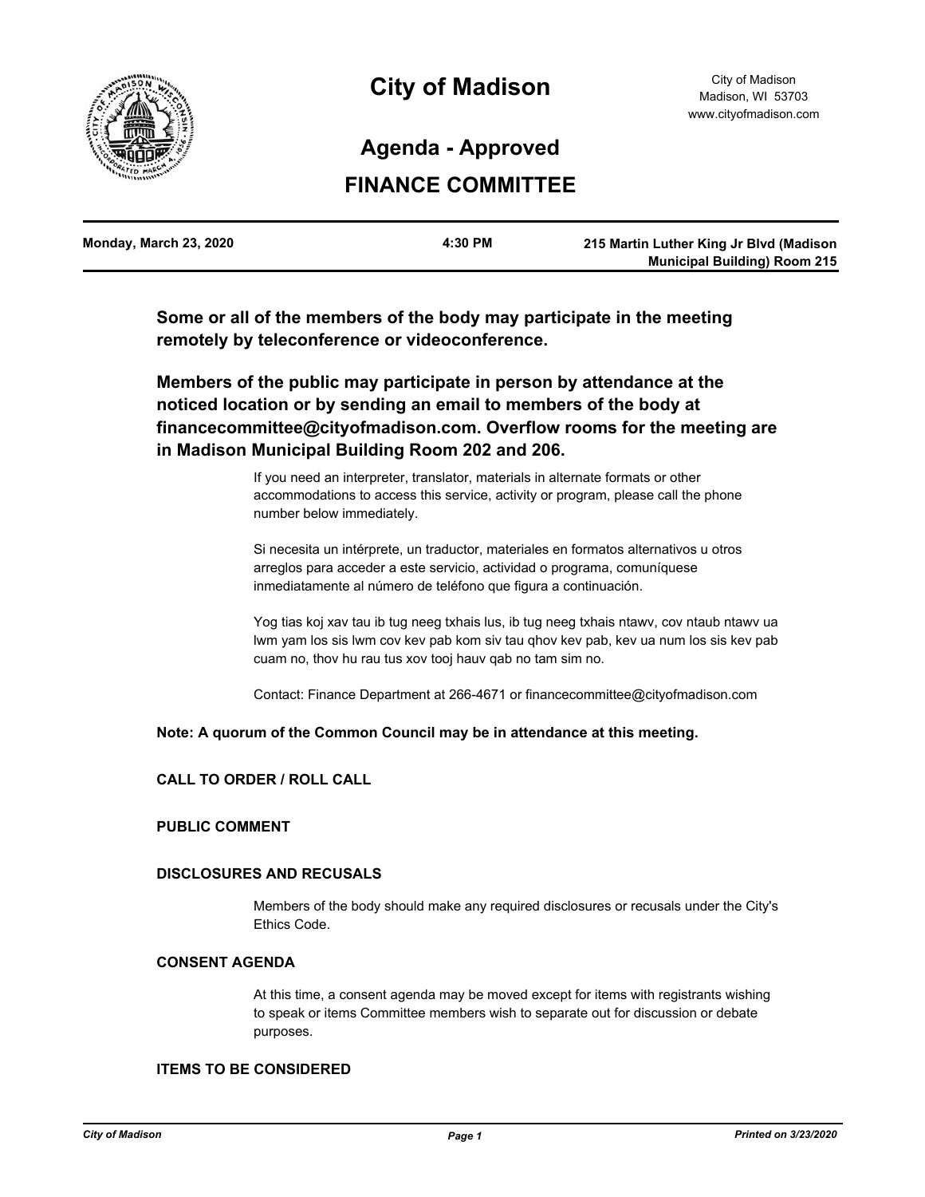# City of Madison

City of Madison
Madison, WI 53703
www.cityofmadison.com

## Agenda - Approved

## FINANCE COMMITTEE

| Monday, March 23, 2020 | 4:30 PM | 215 Martin Luther King Jr Blvd (Madison Municipal Building) Room 215 |
|---|---|---|

**Some or all of the members of the body may participate in the meeting remotely by teleconference or videoconference.**

**Members of the public may participate in person by attendance at the noticed location or by sending an email to members of the body at financecommittee@cityofmadison.com. Overflow rooms for the meeting are in Madison Municipal Building Room 202 and 206.**

If you need an interpreter, translator, materials in alternate formats or other accommodations to access this service, activity or program, please call the phone number below immediately.

Si necesita un intérprete, un traductor, materiales en formatos alternativos u otros arreglos para acceder a este servicio, actividad o programa, comuníquese inmediatamente al número de teléfono que figura a continuación.

Yog tias koj xav tau ib tug neeg txhais lus, ib tug neeg txhais ntawv, cov ntaub ntawv ua lwm yam los sis lwm cov kev pab kom siv tau qhov kev pab, kev ua num los sis kev pab cuam no, thov hu rau tus xov tooj hauv qab no tam sim no.

Contact: Finance Department at 266-4671 or financecommittee@cityofmadison.com

**Note: A quorum of the Common Council may be in attendance at this meeting.**

### CALL TO ORDER / ROLL CALL

### PUBLIC COMMENT

### DISCLOSURES AND RECUSALS

Members of the body should make any required disclosures or recusals under the City's Ethics Code.

### CONSENT AGENDA

At this time, a consent agenda may be moved except for items with registrants wishing to speak or items Committee members wish to separate out for discussion or debate purposes.

### ITEMS TO BE CONSIDERED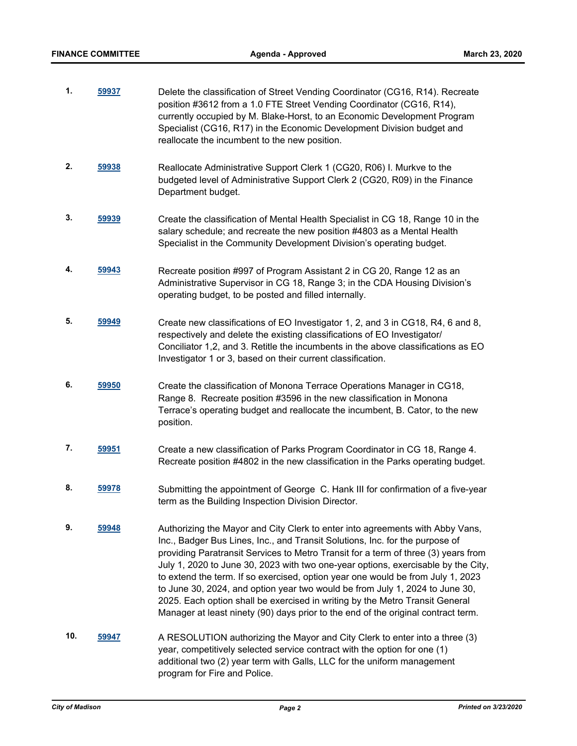1. **59937** Delete the classification of Street Vending Coordinator (CG16, R14). Recreate position #3612 from a 1.0 FTE Street Vending Coordinator (CG16, R14), currently occupied by M. Blake-Horst, to an Economic Development Program Specialist (CG16, R17) in the Economic Development Division budget and reallocate the incumbent to the new position.

2. **59938** Reallocate Administrative Support Clerk 1 (CG20, R06) I. Murkve to the budgeted level of Administrative Support Clerk 2 (CG20, R09) in the Finance Department budget.

3. **59939** Create the classification of Mental Health Specialist in CG 18, Range 10 in the salary schedule; and recreate the new position #4803 as a Mental Health Specialist in the Community Development Division's operating budget.

4. **59943** Recreate position #997 of Program Assistant 2 in CG 20, Range 12 as an Administrative Supervisor in CG 18, Range 3; in the CDA Housing Division's operating budget, to be posted and filled internally.

5. **59949** Create new classifications of EO Investigator 1, 2, and 3 in CG18, R4, 6 and 8, respectively and delete the existing classifications of EO Investigator/ Conciliator 1,2, and 3. Retitle the incumbents in the above classifications as EO Investigator 1 or 3, based on their current classification.

6. **59950** Create the classification of Monona Terrace Operations Manager in CG18, Range 8. Recreate position #3596 in the new classification in Monona Terrace's operating budget and reallocate the incumbent, B. Cator, to the new position.

7. **59951** Create a new classification of Parks Program Coordinator in CG 18, Range 4. Recreate position #4802 in the new classification in the Parks operating budget.

8. **59978** Submitting the appointment of George C. Hank III for confirmation of a five-year term as the Building Inspection Division Director.

9. **59948** Authorizing the Mayor and City Clerk to enter into agreements with Abby Vans, Inc., Badger Bus Lines, Inc., and Transit Solutions, Inc. for the purpose of providing Paratransit Services to Metro Transit for a term of three (3) years from July 1, 2020 to June 30, 2023 with two one-year options, exercisable by the City, to extend the term. If so exercised, option year one would be from July 1, 2023 to June 30, 2024, and option year two would be from July 1, 2024 to June 30, 2025. Each option shall be exercised in writing by the Metro Transit General Manager at least ninety (90) days prior to the end of the original contract term.

10. **59947** A RESOLUTION authorizing the Mayor and City Clerk to enter into a three (3) year, competitively selected service contract with the option for one (1) additional two (2) year term with Galls, LLC for the uniform management program for Fire and Police.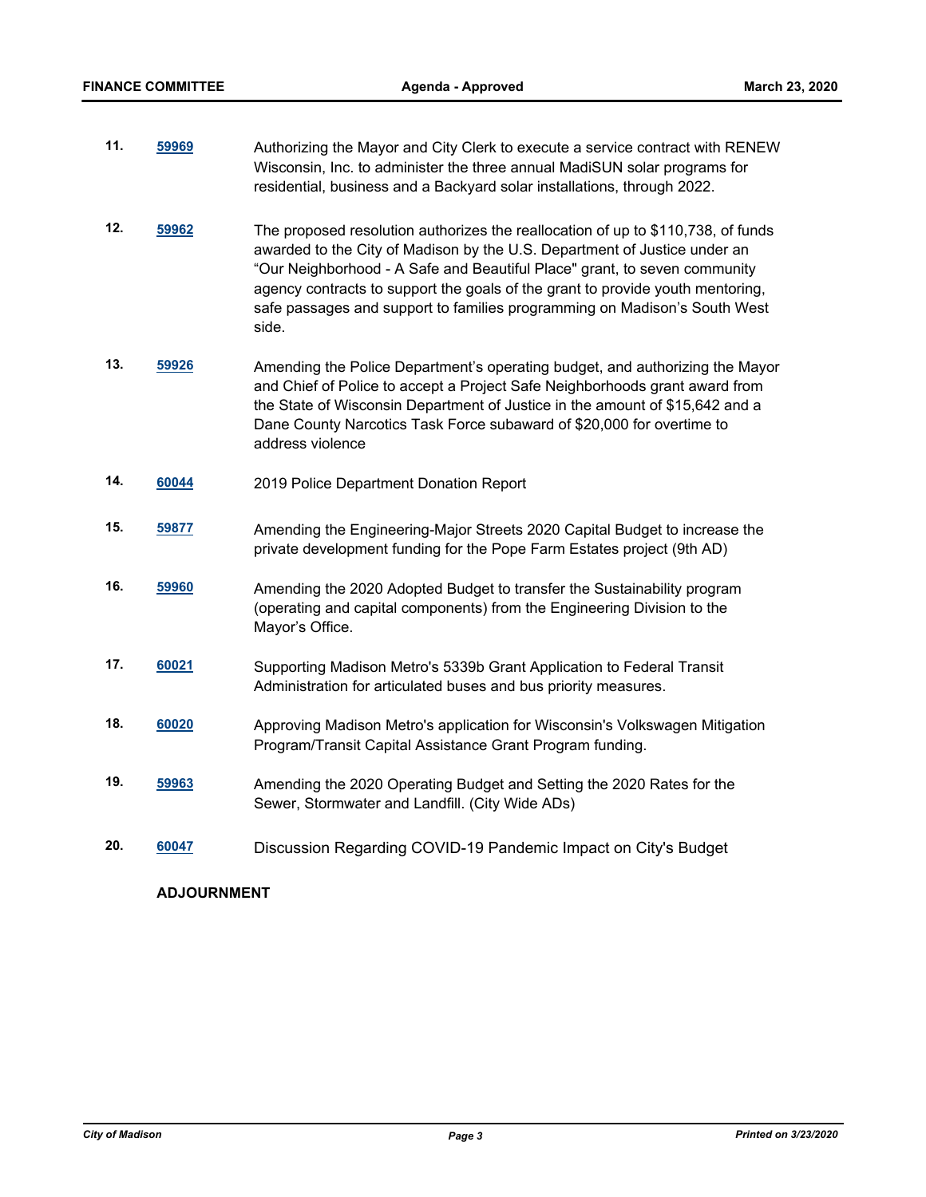11. **59969** Authorizing the Mayor and City Clerk to execute a service contract with RENEW Wisconsin, Inc. to administer the three annual MadiSUN solar programs for residential, business and a Backyard solar installations, through 2022.

12. **59962** The proposed resolution authorizes the reallocation of up to $110,738, of funds awarded to the City of Madison by the U.S. Department of Justice under an "Our Neighborhood - A Safe and Beautiful Place" grant, to seven community agency contracts to support the goals of the grant to provide youth mentoring, safe passages and support to families programming on Madison's South West side.

13. **59926** Amending the Police Department's operating budget, and authorizing the Mayor and Chief of Police to accept a Project Safe Neighborhoods grant award from the State of Wisconsin Department of Justice in the amount of $15,642 and a Dane County Narcotics Task Force subaward of $20,000 for overtime to address violence

14. **60044** 2019 Police Department Donation Report

15. **59877** Amending the Engineering-Major Streets 2020 Capital Budget to increase the private development funding for the Pope Farm Estates project (9th AD)

16. **59960** Amending the 2020 Adopted Budget to transfer the Sustainability program (operating and capital components) from the Engineering Division to the Mayor's Office.

17. **60021** Supporting Madison Metro's 5339b Grant Application to Federal Transit Administration for articulated buses and bus priority measures.

18. **60020** Approving Madison Metro's application for Wisconsin's Volkswagen Mitigation Program/Transit Capital Assistance Grant Program funding.

19. **59963** Amending the 2020 Operating Budget and Setting the 2020 Rates for the Sewer, Stormwater and Landfill. (City Wide ADs)

20. **60047** Discussion Regarding COVID-19 Pandemic Impact on City's Budget

**ADJOURNMENT**